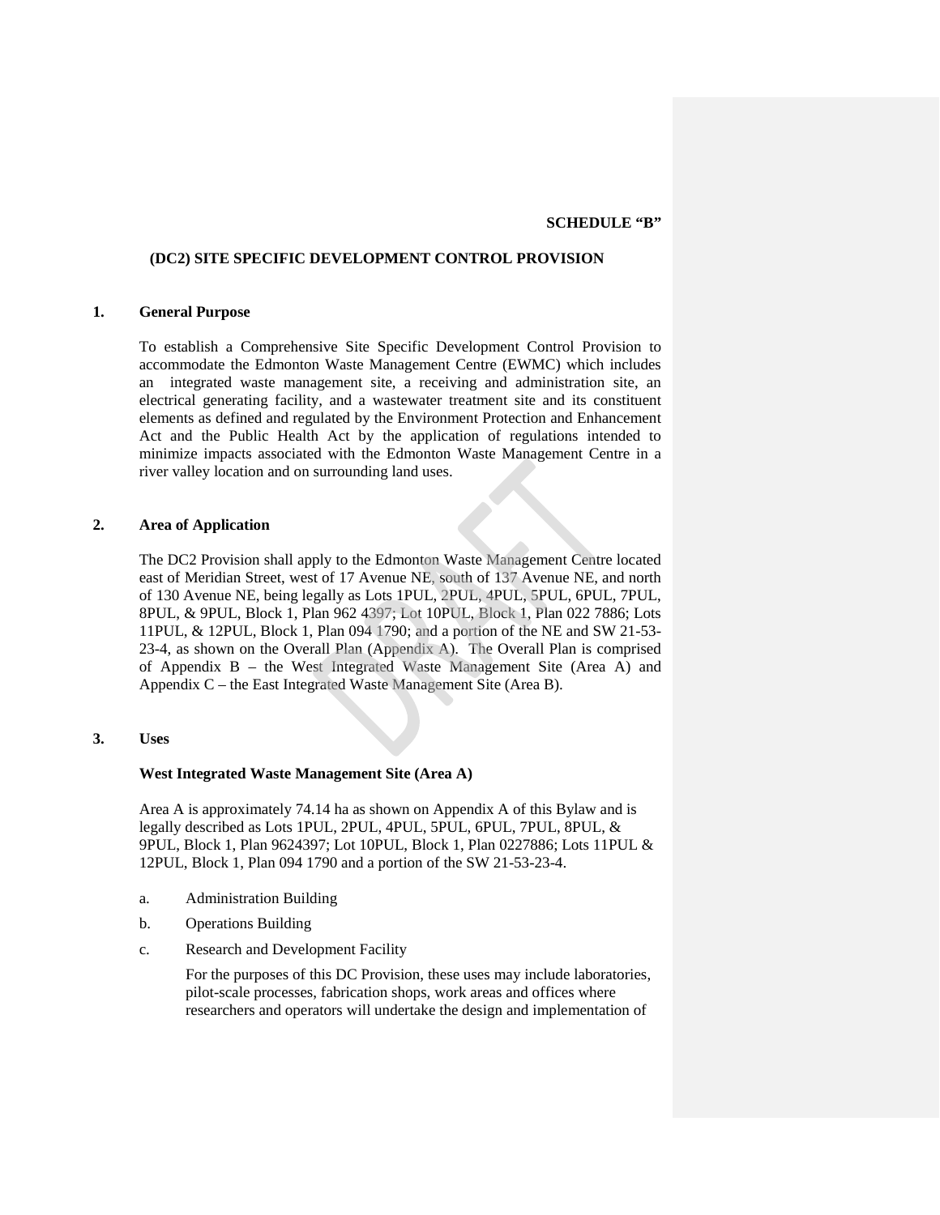**SCHEDULE "B"**

**(DC2) SITE SPECIFIC DEVELOPMENT CONTROL PROVISION**

## 1. General Purpose

To establish a Comprehensive Site Specific Development Control Provision to accommodate the Edmonton Waste Management Centre (EWMC) which includes an integrated waste management site, a receiving and administration site, an electrical generating facility, and a wastewater treatment site and its constituent elements as defined and regulated by the Environment Protection and Enhancement Act and the Public Health Act by the application of regulations intended to minimize impacts associated with the Edmonton Waste Management Centre in a river valley location and on surrounding land uses.

## 2. Area of Application

The DC2 Provision shall apply to the Edmonton Waste Management Centre located east of Meridian Street, west of 17 Avenue NE, south of 137 Avenue NE, and north of 130 Avenue NE, being legally as Lots 1PUL, 2PUL, 4PUL, 5PUL, 6PUL, 7PUL, 8PUL, & 9PUL, Block 1, Plan 962 4397; Lot 10PUL, Block 1, Plan 022 7886; Lots 11PUL, & 12PUL, Block 1, Plan 094 1790; and a portion of the NE and SW 21-53-23-4, as shown on the Overall Plan (Appendix A). The Overall Plan is comprised of Appendix B – the West Integrated Waste Management Site (Area A) and Appendix C – the East Integrated Waste Management Site (Area B).

## 3. Uses

**West Integrated Waste Management Site (Area A)**

Area A is approximately 74.14 ha as shown on Appendix A of this Bylaw and is legally described as Lots 1PUL, 2PUL, 4PUL, 5PUL, 6PUL, 7PUL, 8PUL, & 9PUL, Block 1, Plan 9624397; Lot 10PUL, Block 1, Plan 0227886; Lots 11PUL & 12PUL, Block 1, Plan 094 1790 and a portion of the SW 21-53-23-4.

a. Administration Building

b. Operations Building

c. Research and Development Facility

   For the purposes of this DC Provision, these uses may include laboratories, pilot-scale processes, fabrication shops, work areas and offices where researchers and operators will undertake the design and implementation of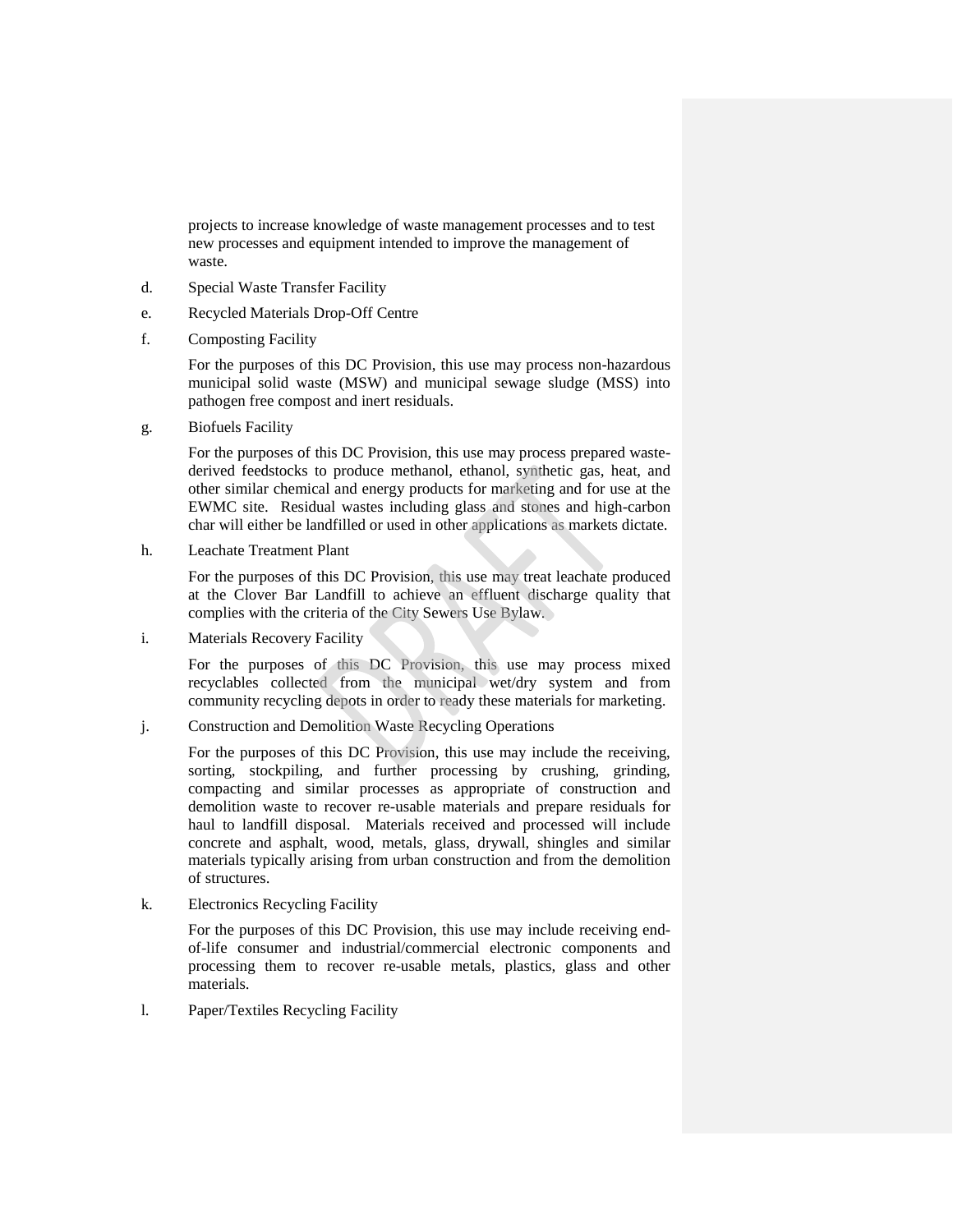projects to increase knowledge of waste management processes and to test new processes and equipment intended to improve the management of waste.

d. Special Waste Transfer Facility

e. Recycled Materials Drop-Off Centre

f. Composting Facility

For the purposes of this DC Provision, this use may process non-hazardous municipal solid waste (MSW) and municipal sewage sludge (MSS) into pathogen free compost and inert residuals.

g. Biofuels Facility

For the purposes of this DC Provision, this use may process prepared waste-derived feedstocks to produce methanol, ethanol, synthetic gas, heat, and other similar chemical and energy products for marketing and for use at the EWMC site. Residual wastes including glass and stones and high-carbon char will either be landfilled or used in other applications as markets dictate.

h. Leachate Treatment Plant

For the purposes of this DC Provision, this use may treat leachate produced at the Clover Bar Landfill to achieve an effluent discharge quality that complies with the criteria of the City Sewers Use Bylaw.

i. Materials Recovery Facility

For the purposes of this DC Provision, this use may process mixed recyclables collected from the municipal wet/dry system and from community recycling depots in order to ready these materials for marketing.

j. Construction and Demolition Waste Recycling Operations

For the purposes of this DC Provision, this use may include the receiving, sorting, stockpiling, and further processing by crushing, grinding, compacting and similar processes as appropriate of construction and demolition waste to recover re-usable materials and prepare residuals for haul to landfill disposal. Materials received and processed will include concrete and asphalt, wood, metals, glass, drywall, shingles and similar materials typically arising from urban construction and from the demolition of structures.

k. Electronics Recycling Facility

For the purposes of this DC Provision, this use may include receiving end-of-life consumer and industrial/commercial electronic components and processing them to recover re-usable metals, plastics, glass and other materials.

l. Paper/Textiles Recycling Facility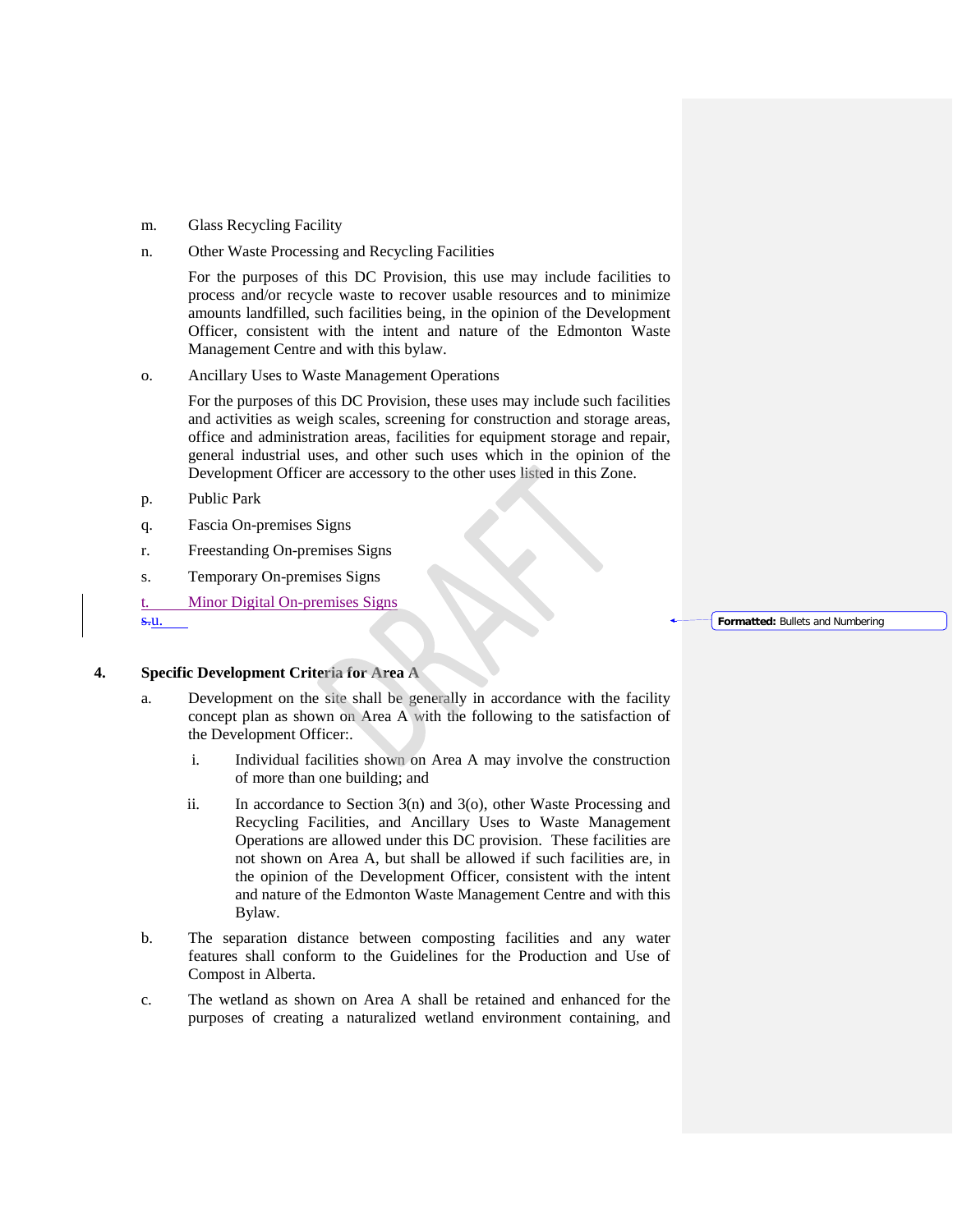m. Glass Recycling Facility

n. Other Waste Processing and Recycling Facilities

For the purposes of this DC Provision, this use may include facilities to process and/or recycle waste to recover usable resources and to minimize amounts landfilled, such facilities being, in the opinion of the Development Officer, consistent with the intent and nature of the Edmonton Waste Management Centre and with this bylaw.

o. Ancillary Uses to Waste Management Operations

For the purposes of this DC Provision, these uses may include such facilities and activities as weigh scales, screening for construction and storage areas, office and administration areas, facilities for equipment storage and repair, general industrial uses, and other such uses which in the opinion of the Development Officer are accessory to the other uses listed in this Zone.

p. Public Park

q. Fascia On-premises Signs

r. Freestanding On-premises Signs

s. Temporary On-premises Signs

t. Minor Digital On-premises Signs

s.u.

Formatted: Bullets and Numbering

**4. Specific Development Criteria for Area A**

a. Development on the site shall be generally in accordance with the facility concept plan as shown on Area A with the following to the satisfaction of the Development Officer:.

i. Individual facilities shown on Area A may involve the construction of more than one building; and

ii. In accordance to Section 3(n) and 3(o), other Waste Processing and Recycling Facilities, and Ancillary Uses to Waste Management Operations are allowed under this DC provision. These facilities are not shown on Area A, but shall be allowed if such facilities are, in the opinion of the Development Officer, consistent with the intent and nature of the Edmonton Waste Management Centre and with this Bylaw.

b. The separation distance between composting facilities and any water features shall conform to the Guidelines for the Production and Use of Compost in Alberta.

c. The wetland as shown on Area A shall be retained and enhanced for the purposes of creating a naturalized wetland environment containing, and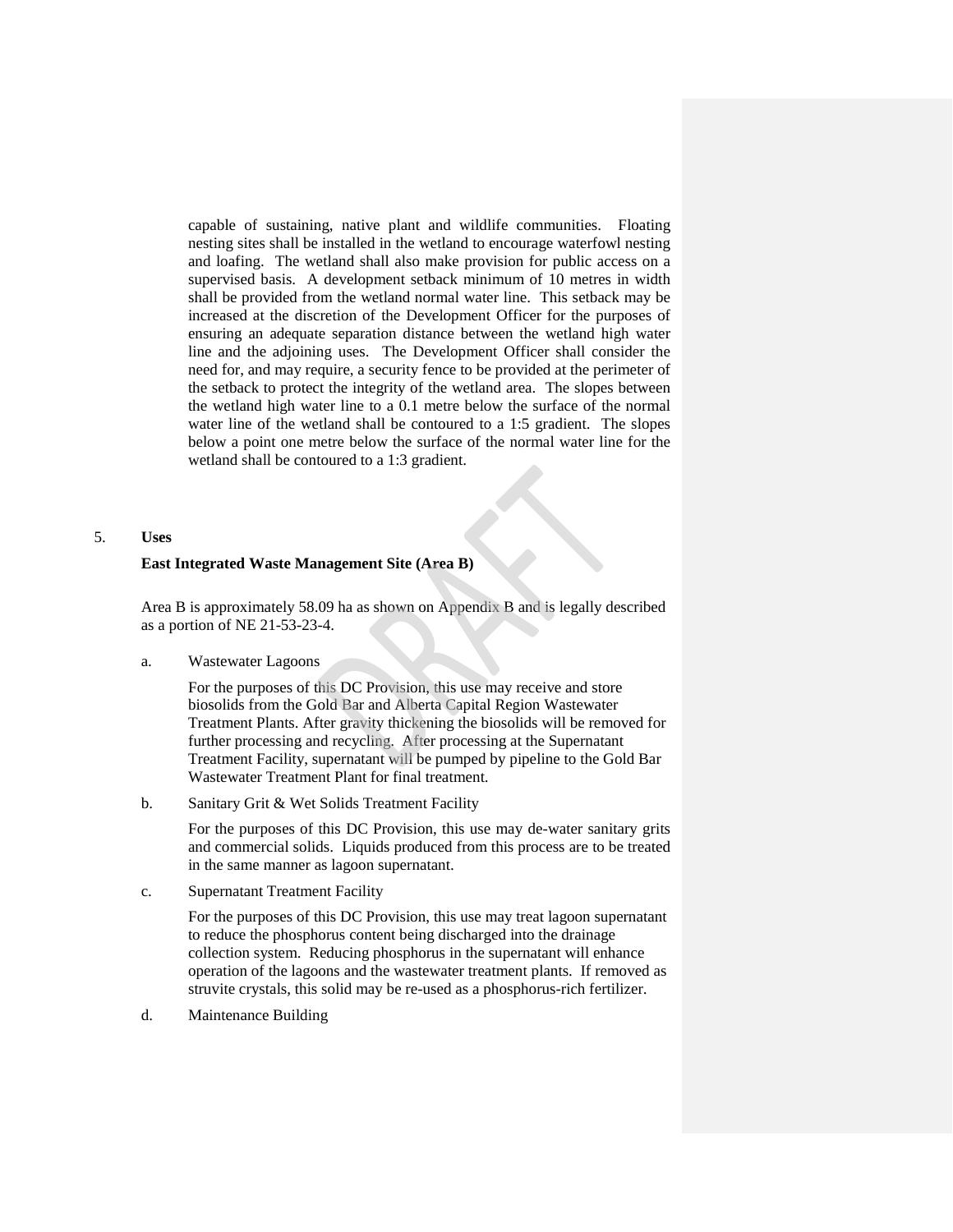capable of sustaining, native plant and wildlife communities. Floating nesting sites shall be installed in the wetland to encourage waterfowl nesting and loafing. The wetland shall also make provision for public access on a supervised basis. A development setback minimum of 10 metres in width shall be provided from the wetland normal water line. This setback may be increased at the discretion of the Development Officer for the purposes of ensuring an adequate separation distance between the wetland high water line and the adjoining uses. The Development Officer shall consider the need for, and may require, a security fence to be provided at the perimeter of the setback to protect the integrity of the wetland area. The slopes between the wetland high water line to a 0.1 metre below the surface of the normal water line of the wetland shall be contoured to a 1:5 gradient. The slopes below a point one metre below the surface of the normal water line for the wetland shall be contoured to a 1:3 gradient.

5. **Uses**

**East Integrated Waste Management Site (Area B)**

Area B is approximately 58.09 ha as shown on Appendix B and is legally described as a portion of NE 21-53-23-4.

a. Wastewater Lagoons

For the purposes of this DC Provision, this use may receive and store biosolids from the Gold Bar and Alberta Capital Region Wastewater Treatment Plants. After gravity thickening the biosolids will be removed for further processing and recycling. After processing at the Supernatant Treatment Facility, supernatant will be pumped by pipeline to the Gold Bar Wastewater Treatment Plant for final treatment.

b. Sanitary Grit & Wet Solids Treatment Facility

For the purposes of this DC Provision, this use may de-water sanitary grits and commercial solids. Liquids produced from this process are to be treated in the same manner as lagoon supernatant.

c. Supernatant Treatment Facility

For the purposes of this DC Provision, this use may treat lagoon supernatant to reduce the phosphorus content being discharged into the drainage collection system. Reducing phosphorus in the supernatant will enhance operation of the lagoons and the wastewater treatment plants. If removed as struvite crystals, this solid may be re-used as a phosphorus-rich fertilizer.

d. Maintenance Building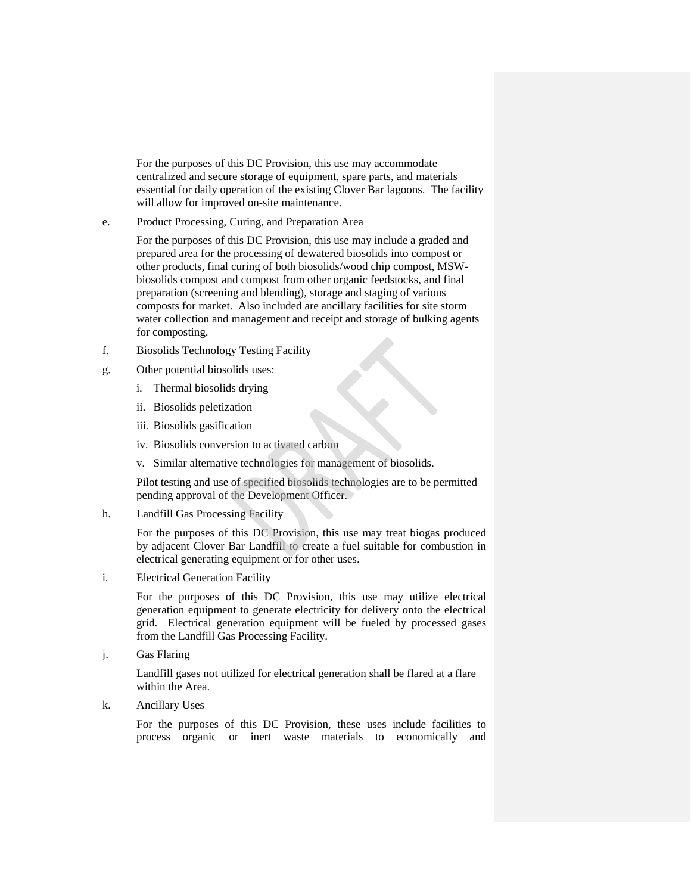For the purposes of this DC Provision, this use may accommodate centralized and secure storage of equipment, spare parts, and materials essential for daily operation of the existing Clover Bar lagoons. The facility will allow for improved on-site maintenance.

e. Product Processing, Curing, and Preparation Area

For the purposes of this DC Provision, this use may include a graded and prepared area for the processing of dewatered biosolids into compost or other products, final curing of both biosolids/wood chip compost, MSW-biosolids compost and compost from other organic feedstocks, and final preparation (screening and blending), storage and staging of various composts for market. Also included are ancillary facilities for site storm water collection and management and receipt and storage of bulking agents for composting.

f. Biosolids Technology Testing Facility

g. Other potential biosolids uses:

i. Thermal biosolids drying

ii. Biosolids peletization

iii. Biosolids gasification

iv. Biosolids conversion to activated carbon

v. Similar alternative technologies for management of biosolids.

Pilot testing and use of specified biosolids technologies are to be permitted pending approval of the Development Officer.

h. Landfill Gas Processing Facility

For the purposes of this DC Provision, this use may treat biogas produced by adjacent Clover Bar Landfill to create a fuel suitable for combustion in electrical generating equipment or for other uses.

i. Electrical Generation Facility

For the purposes of this DC Provision, this use may utilize electrical generation equipment to generate electricity for delivery onto the electrical grid. Electrical generation equipment will be fueled by processed gases from the Landfill Gas Processing Facility.

j. Gas Flaring

Landfill gases not utilized for electrical generation shall be flared at a flare within the Area.

k. Ancillary Uses

For the purposes of this DC Provision, these uses include facilities to process organic or inert waste materials to economically and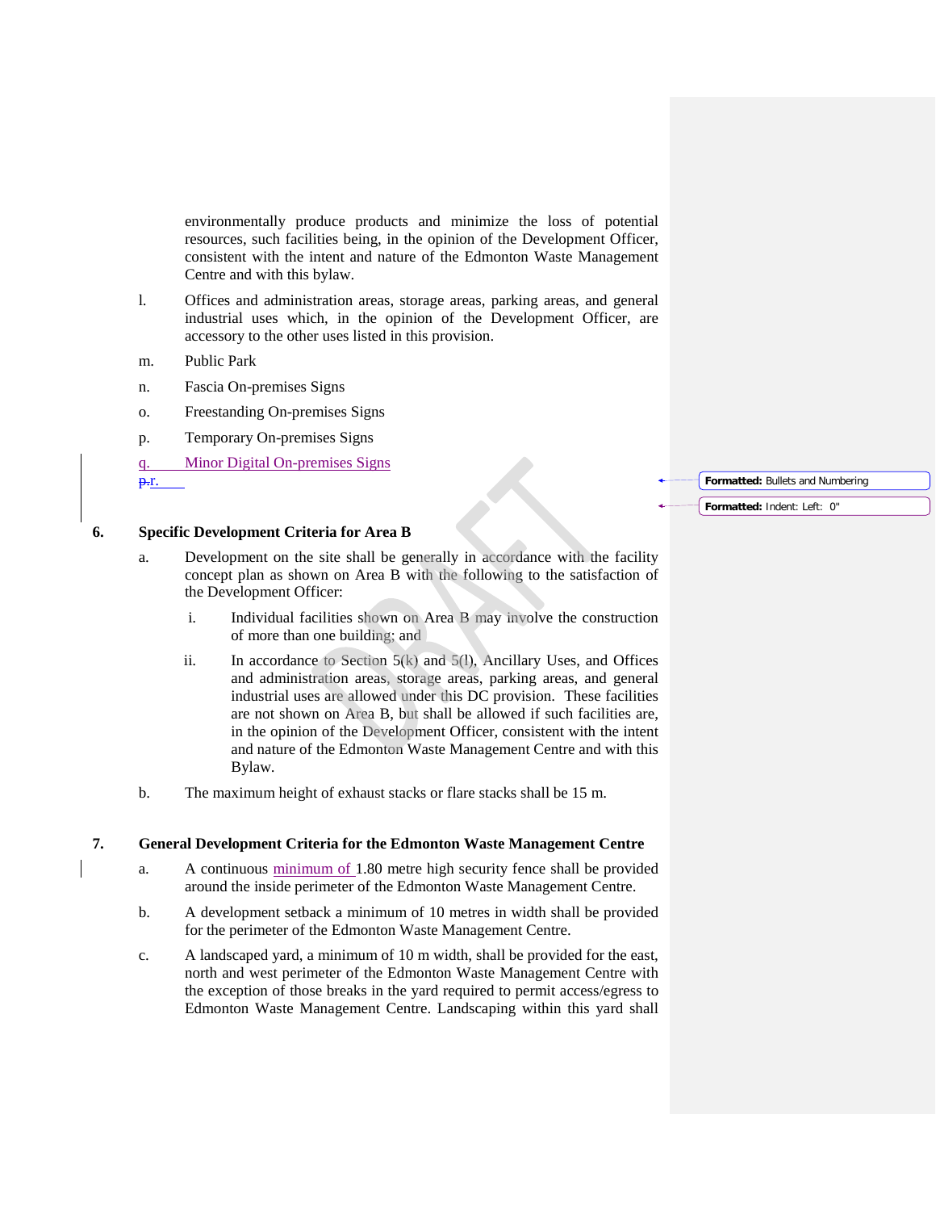environmentally produce products and minimize the loss of potential resources, such facilities being, in the opinion of the Development Officer, consistent with the intent and nature of the Edmonton Waste Management Centre and with this bylaw.

l. Offices and administration areas, storage areas, parking areas, and general industrial uses which, in the opinion of the Development Officer, are accessory to the other uses listed in this provision.

m. Public Park

n. Fascia On-premises Signs

o. Freestanding On-premises Signs

p. Temporary On-premises Signs

q. Minor Digital On-premises Signs

r.

## 6. Specific Development Criteria for Area B

a. Development on the site shall be generally in accordance with the facility concept plan as shown on Area B with the following to the satisfaction of the Development Officer:

   i. Individual facilities shown on Area B may involve the construction of more than one building; and

   ii. In accordance to Section 5(k) and 5(l), Ancillary Uses, and Offices and administration areas, storage areas, parking areas, and general industrial uses are allowed under this DC provision. These facilities are not shown on Area B, but shall be allowed if such facilities are, in the opinion of the Development Officer, consistent with the intent and nature of the Edmonton Waste Management Centre and with this Bylaw.

b. The maximum height of exhaust stacks or flare stacks shall be 15 m.

## 7. General Development Criteria for the Edmonton Waste Management Centre

a. A continuous minimum of 1.80 metre high security fence shall be provided around the inside perimeter of the Edmonton Waste Management Centre.

b. A development setback a minimum of 10 metres in width shall be provided for the perimeter of the Edmonton Waste Management Centre.

c. A landscaped yard, a minimum of 10 m width, shall be provided for the east, north and west perimeter of the Edmonton Waste Management Centre with the exception of those breaks in the yard required to permit access/egress to Edmonton Waste Management Centre. Landscaping within this yard shall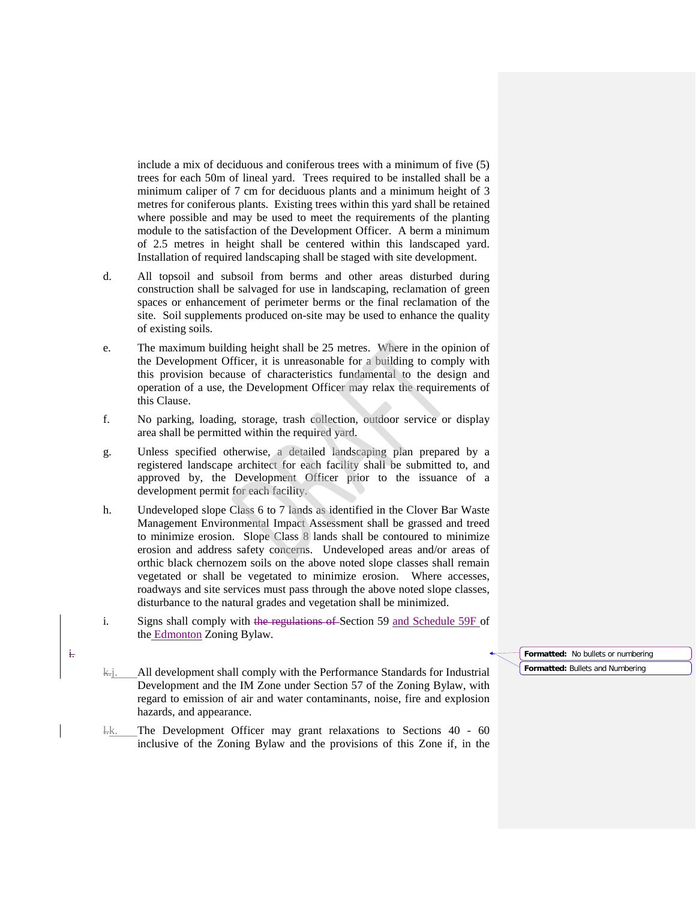include a mix of deciduous and coniferous trees with a minimum of five (5) trees for each 50m of lineal yard. Trees required to be installed shall be a minimum caliper of 7 cm for deciduous plants and a minimum height of 3 metres for coniferous plants. Existing trees within this yard shall be retained where possible and may be used to meet the requirements of the planting module to the satisfaction of the Development Officer. A berm a minimum of 2.5 metres in height shall be centered within this landscaped yard. Installation of required landscaping shall be staged with site development.

d. All topsoil and subsoil from berms and other areas disturbed during construction shall be salvaged for use in landscaping, reclamation of green spaces or enhancement of perimeter berms or the final reclamation of the site. Soil supplements produced on-site may be used to enhance the quality of existing soils.

e. The maximum building height shall be 25 metres. Where in the opinion of the Development Officer, it is unreasonable for a building to comply with this provision because of characteristics fundamental to the design and operation of a use, the Development Officer may relax the requirements of this Clause.

f. No parking, loading, storage, trash collection, outdoor service or display area shall be permitted within the required yard.

g. Unless specified otherwise, a detailed landscaping plan prepared by a registered landscape architect for each facility shall be submitted to, and approved by, the Development Officer prior to the issuance of a development permit for each facility.

h. Undeveloped slope Class 6 to 7 lands as identified in the Clover Bar Waste Management Environmental Impact Assessment shall be grassed and treed to minimize erosion. Slope Class 8 lands shall be contoured to minimize erosion and address safety concerns. Undeveloped areas and/or areas of orthic black chernozem soils on the above noted slope classes shall remain vegetated or shall be vegetated to minimize erosion. Where accesses, roadways and site services must pass through the above noted slope classes, disturbance to the natural grades and vegetation shall be minimized.

i. Signs shall comply with ~~the regulations of~~ Section 59 and Schedule 59F of the Edmonton Zoning Bylaw.

~~i.~~

~~k.~~j. All development shall comply with the Performance Standards for Industrial Development and the IM Zone under Section 57 of the Zoning Bylaw, with regard to emission of air and water contaminants, noise, fire and explosion hazards, and appearance.

~~l.~~k. The Development Officer may grant relaxations to Sections 40 - 60 inclusive of the Zoning Bylaw and the provisions of this Zone if, in the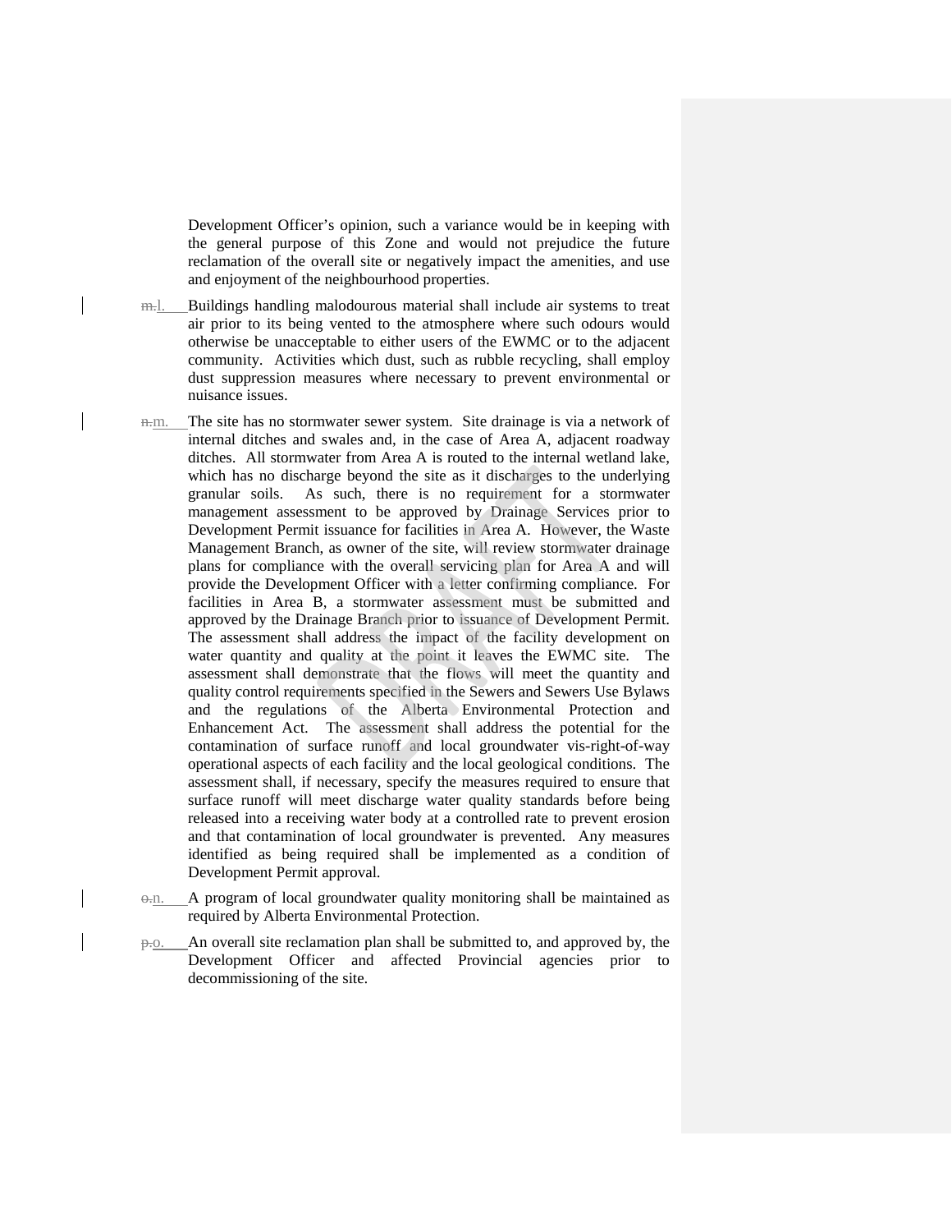Development Officer's opinion, such a variance would be in keeping with the general purpose of this Zone and would not prejudice the future reclamation of the overall site or negatively impact the amenities, and use and enjoyment of the neighbourhood properties.

~~m.~~l. Buildings handling malodourous material shall include air systems to treat air prior to its being vented to the atmosphere where such odours would otherwise be unacceptable to either users of the EWMC or to the adjacent community. Activities which dust, such as rubble recycling, shall employ dust suppression measures where necessary to prevent environmental or nuisance issues.

~~n.~~m. The site has no stormwater sewer system. Site drainage is via a network of internal ditches and swales and, in the case of Area A, adjacent roadway ditches. All stormwater from Area A is routed to the internal wetland lake, which has no discharge beyond the site as it discharges to the underlying granular soils. As such, there is no requirement for a stormwater management assessment to be approved by Drainage Services prior to Development Permit issuance for facilities in Area A. However, the Waste Management Branch, as owner of the site, will review stormwater drainage plans for compliance with the overall servicing plan for Area A and will provide the Development Officer with a letter confirming compliance. For facilities in Area B, a stormwater assessment must be submitted and approved by the Drainage Branch prior to issuance of Development Permit. The assessment shall address the impact of the facility development on water quantity and quality at the point it leaves the EWMC site. The assessment shall demonstrate that the flows will meet the quantity and quality control requirements specified in the Sewers and Sewers Use Bylaws and the regulations of the Alberta Environmental Protection and Enhancement Act. The assessment shall address the potential for the contamination of surface runoff and local groundwater vis-right-of-way operational aspects of each facility and the local geological conditions. The assessment shall, if necessary, specify the measures required to ensure that surface runoff will meet discharge water quality standards before being released into a receiving water body at a controlled rate to prevent erosion and that contamination of local groundwater is prevented. Any measures identified as being required shall be implemented as a condition of Development Permit approval.

~~o.~~n. A program of local groundwater quality monitoring shall be maintained as required by Alberta Environmental Protection.

~~p.~~o. An overall site reclamation plan shall be submitted to, and approved by, the Development Officer and affected Provincial agencies prior to decommissioning of the site.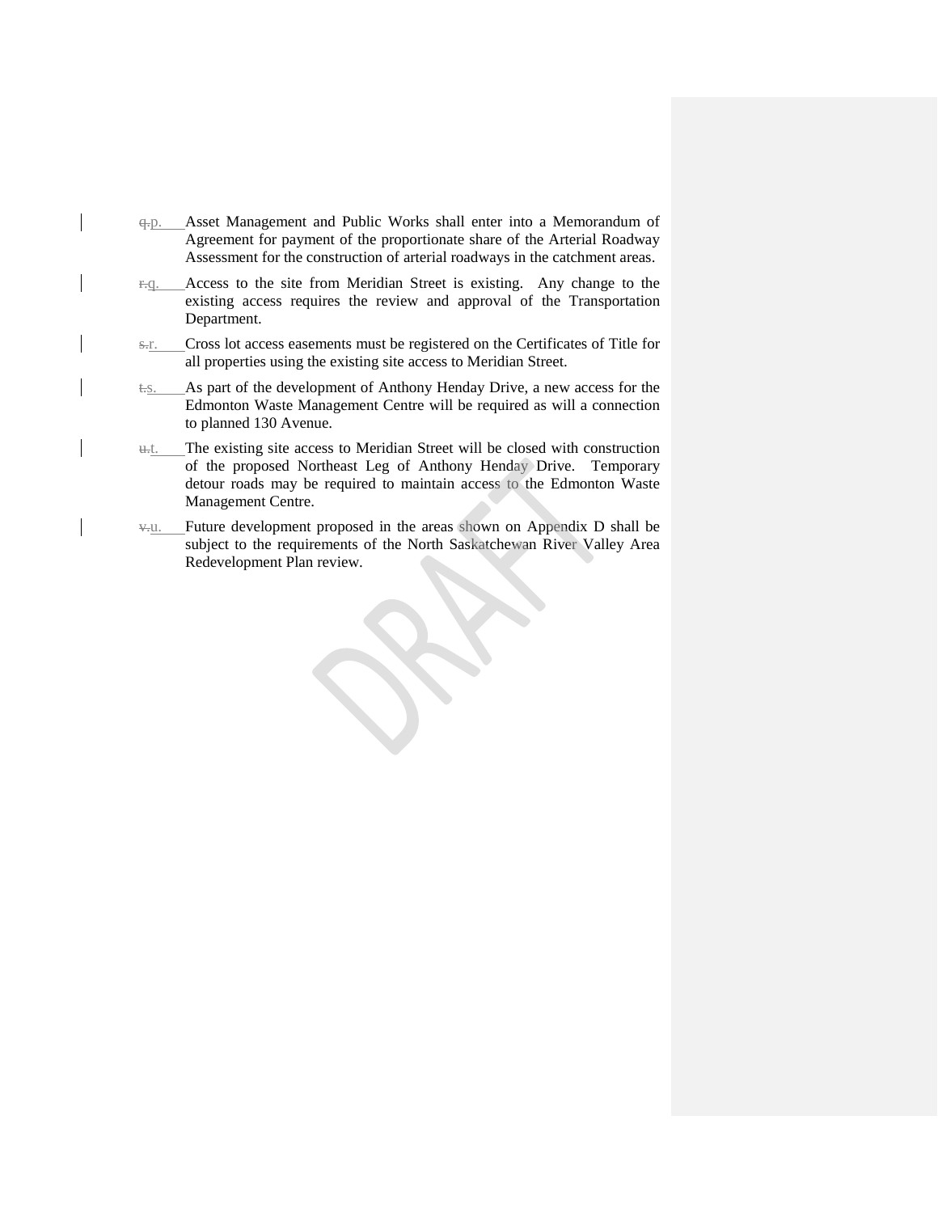p. Asset Management and Public Works shall enter into a Memorandum of Agreement for payment of the proportionate share of the Arterial Roadway Assessment for the construction of arterial roadways in the catchment areas.

q. Access to the site from Meridian Street is existing. Any change to the existing access requires the review and approval of the Transportation Department.

r. Cross lot access easements must be registered on the Certificates of Title for all properties using the existing site access to Meridian Street.

s. As part of the development of Anthony Henday Drive, a new access for the Edmonton Waste Management Centre will be required as will a connection to planned 130 Avenue.

t. The existing site access to Meridian Street will be closed with construction of the proposed Northeast Leg of Anthony Henday Drive. Temporary detour roads may be required to maintain access to the Edmonton Waste Management Centre.

u. Future development proposed in the areas shown on Appendix D shall be subject to the requirements of the North Saskatchewan River Valley Area Redevelopment Plan review.